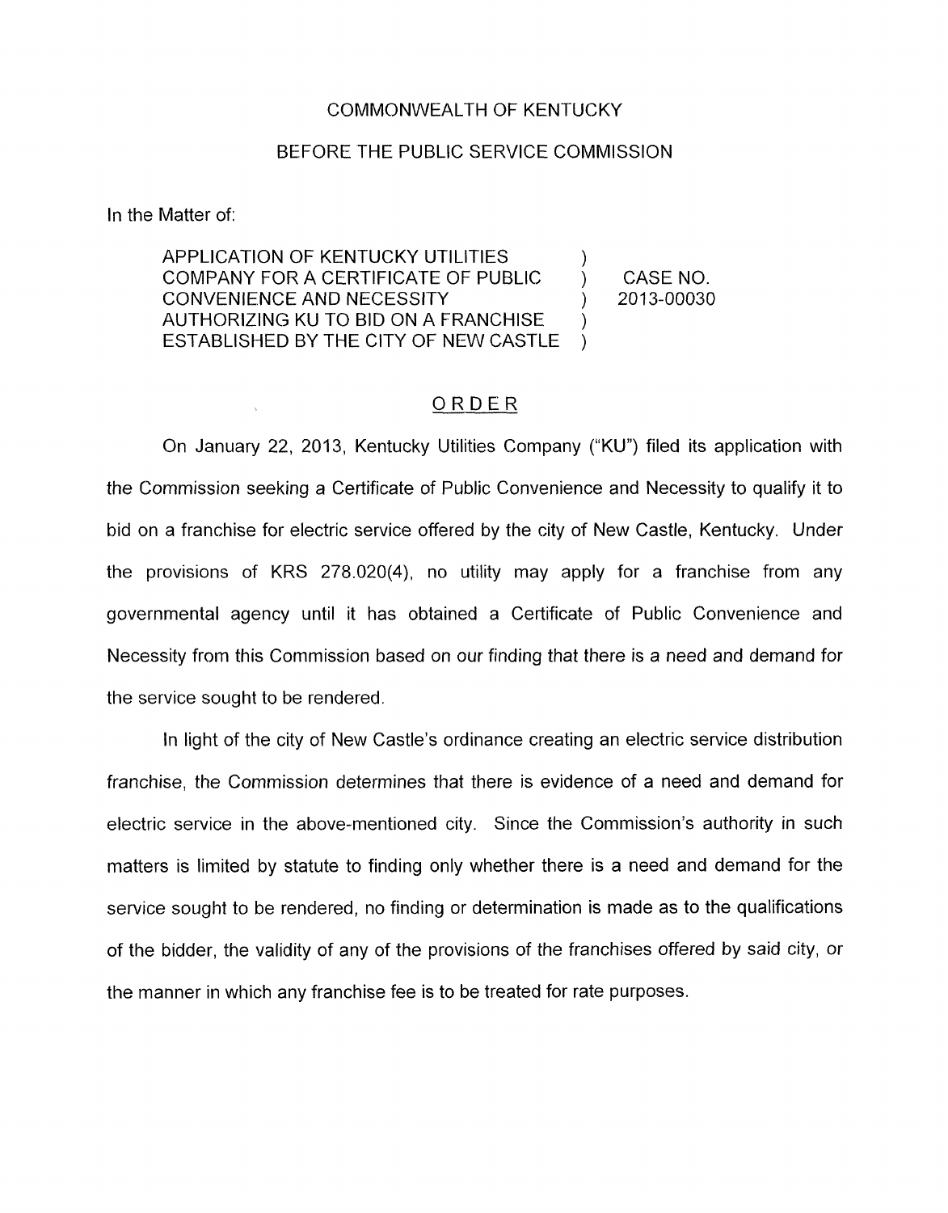COMMONWEALTH OF KENTUCKY

BEFORE THE PUBLIC SERVICE COMMISSION

In the Matter of:

| | | |
|---|---|---|
| APPLICATION OF KENTUCKY UTILITIES COMPANY FOR A CERTIFICATE OF PUBLIC CONVENIENCE AND NECESSITY AUTHORIZING KU TO BID ON A FRANCHISE ESTABLISHED BY THE CITY OF NEW CASTLE | ) ) ) ) ) | CASE NO. 2013-00030 |

## ORDER

On January 22, 2013, Kentucky Utilities Company ("KU") filed its application with the Commission seeking a Certificate of Public Convenience and Necessity to qualify it to bid on a franchise for electric service offered by the city of New Castle, Kentucky. Under the provisions of KRS 278.020(4), no utility may apply for a franchise from any governmental agency until it has obtained a Certificate of Public Convenience and Necessity from this Commission based on our finding that there is a need and demand for the service sought to be rendered.

In light of the city of New Castle's ordinance creating an electric service distribution franchise, the Commission determines that there is evidence of a need and demand for electric service in the above-mentioned city. Since the Commission's authority in such matters is limited by statute to finding only whether there is a need and demand for the service sought to be rendered, no finding or determination is made as to the qualifications of the bidder, the validity of any of the provisions of the franchises offered by said city, or the manner in which any franchise fee is to be treated for rate purposes.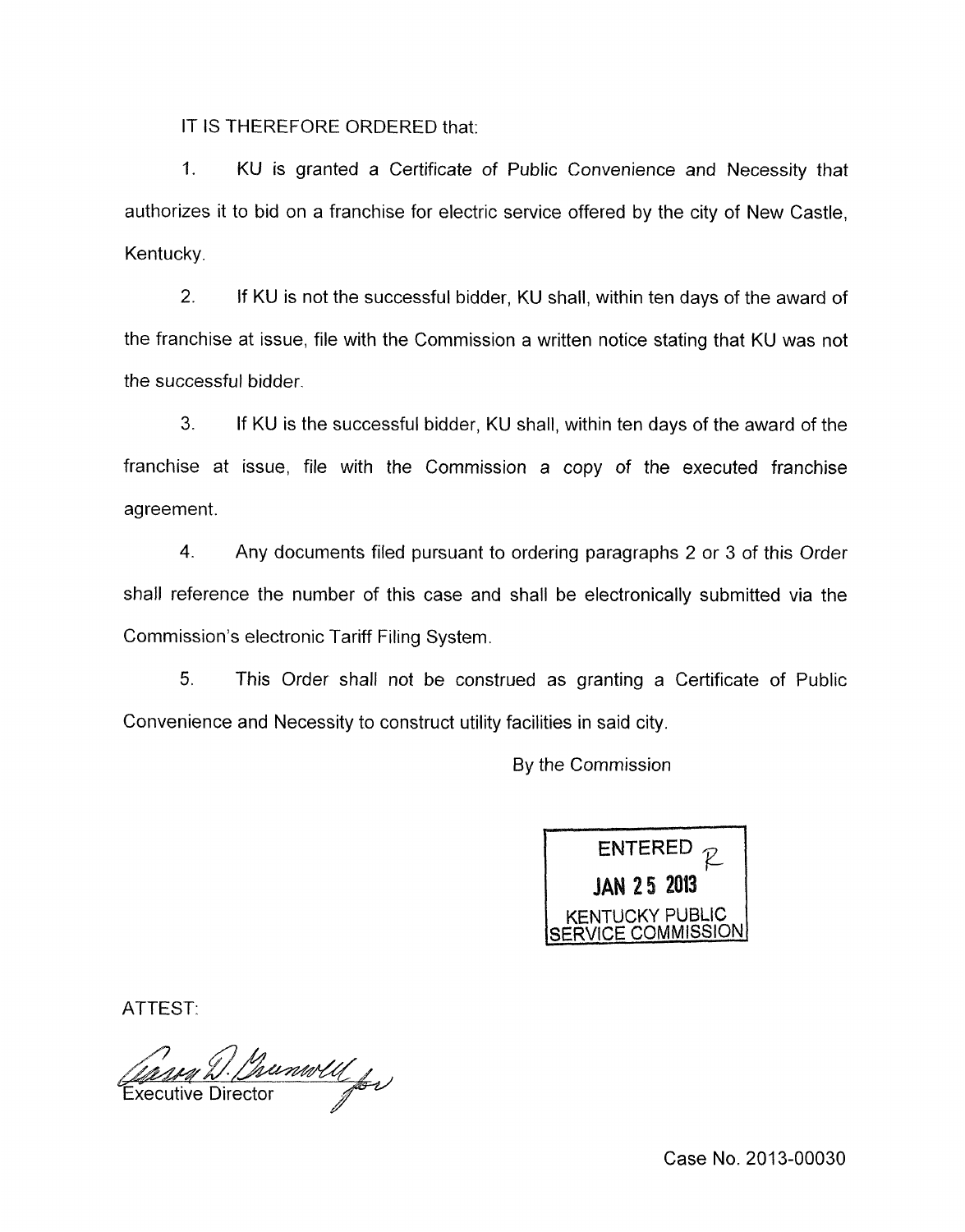IT IS THEREFORE ORDERED that:

1. KU is granted a Certificate of Public Convenience and Necessity that authorizes it to bid on a franchise for electric service offered by the city of New Castle, Kentucky.

2. If KU is not the successful bidder, KU shall, within ten days of the award of the franchise at issue, file with the Commission a written notice stating that KU was not the successful bidder.

3. If KU is the successful bidder, KU shall, within ten days of the award of the franchise at issue, file with the Commission a copy of the executed franchise agreement.

4. Any documents filed pursuant to ordering paragraphs 2 or 3 of this Order shall reference the number of this case and shall be electronically submitted via the Commission's electronic Tariff Filing System.

5. This Order shall not be construed as granting a Certificate of Public Convenience and Necessity to construct utility facilities in said city.

By the Commission

ENTERED
JAN 25 2013
KENTUCKY PUBLIC SERVICE COMMISSION

ATTEST:

Executive Director

Case No. 2013-00030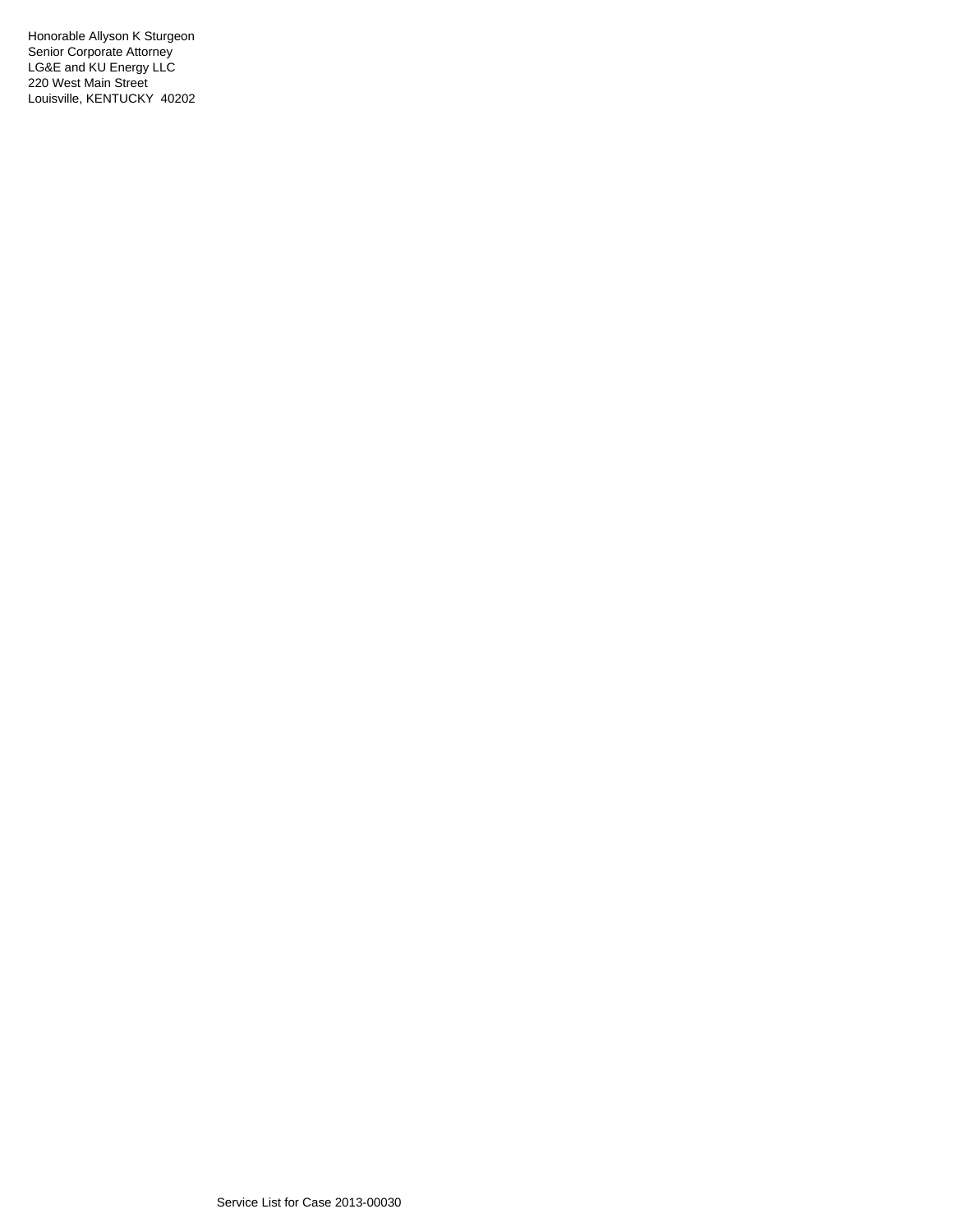Honorable Allyson K Sturgeon
Senior Corporate Attorney
LG&E and KU Energy LLC
220 West Main Street
Louisville, KENTUCKY 40202